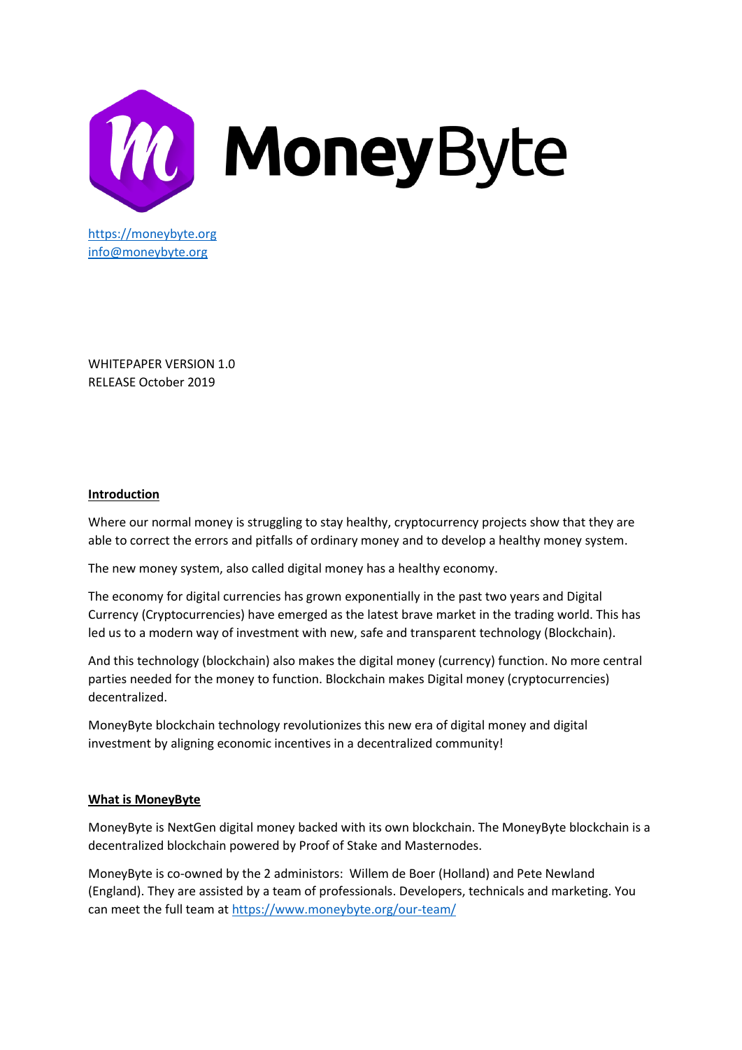# MoneyByte

https://moneybyte.org
info@moneybyte.org

WHITEPAPER VERSION 1.0
RELEASE October 2019

## Introduction

Where our normal money is struggling to stay healthy, cryptocurrency projects show that they are able to correct the errors and pitfalls of ordinary money and to develop a healthy money system.

The new money system, also called digital money has a healthy economy.

The economy for digital currencies has grown exponentially in the past two years and Digital Currency (Cryptocurrencies) have emerged as the latest brave market in the trading world. This has led us to a modern way of investment with new, safe and transparent technology (Blockchain).

And this technology (blockchain) also makes the digital money (currency) function. No more central parties needed for the money to function. Blockchain makes Digital money (cryptocurrencies) decentralized.

MoneyByte blockchain technology revolutionizes this new era of digital money and digital investment by aligning economic incentives in a decentralized community!

## What is MoneyByte

MoneyByte is NextGen digital money backed with its own blockchain. The MoneyByte blockchain is a decentralized blockchain powered by Proof of Stake and Masternodes.

MoneyByte is co-owned by the 2 administors: Willem de Boer (Holland) and Pete Newland (England). They are assisted by a team of professionals. Developers, technicals and marketing. You can meet the full team at https://www.moneybyte.org/our-team/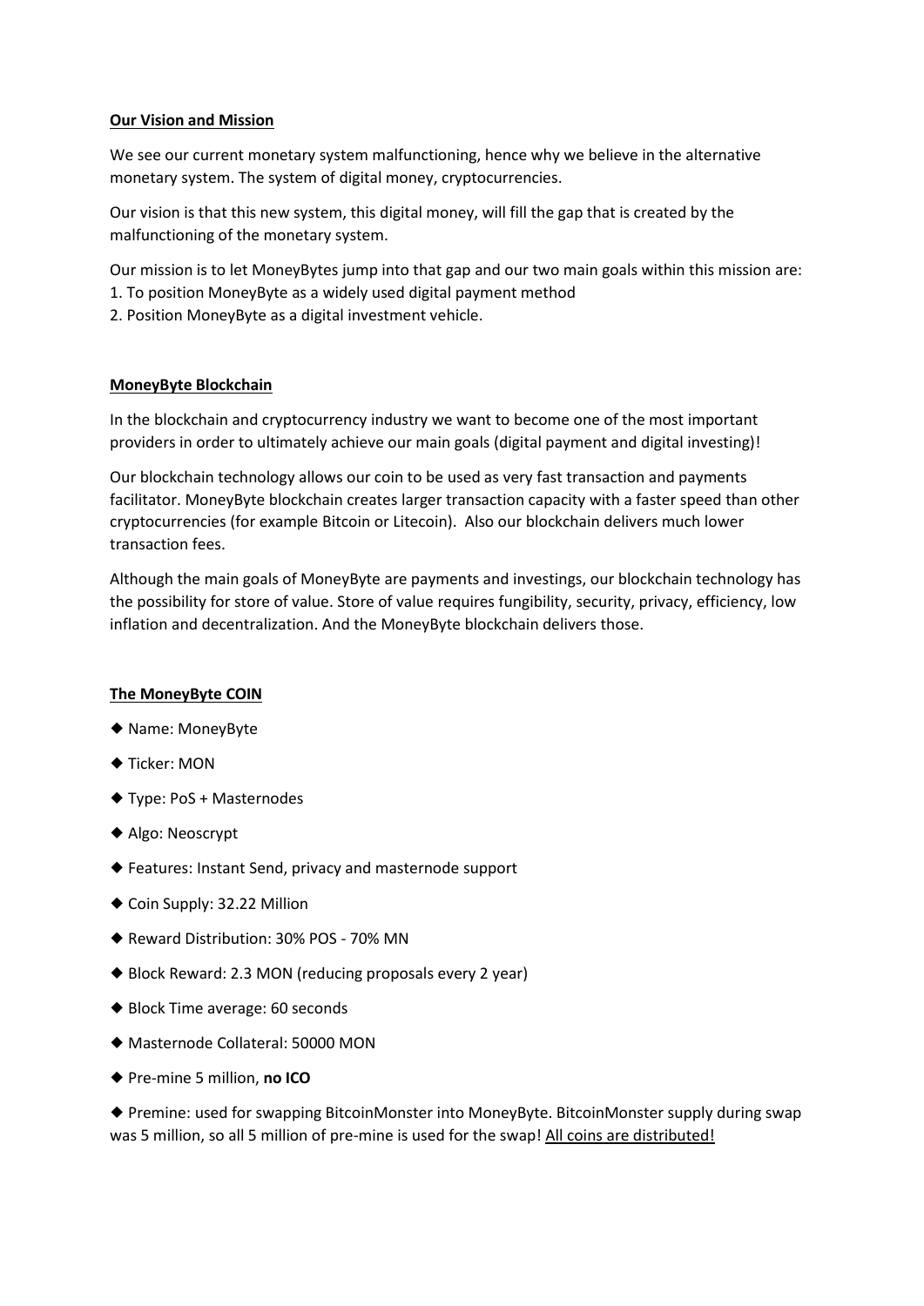## Our Vision and Mission

We see our current monetary system malfunctioning, hence why we believe in the alternative monetary system. The system of digital money, cryptocurrencies.

Our vision is that this new system, this digital money, will fill the gap that is created by the malfunctioning of the monetary system.

Our mission is to let MoneyBytes jump into that gap and our two main goals within this mission are:

1. To position MoneyByte as a widely used digital payment method
2. Position MoneyByte as a digital investment vehicle.

## MoneyByte Blockchain

In the blockchain and cryptocurrency industry we want to become one of the most important providers in order to ultimately achieve our main goals (digital payment and digital investing)!

Our blockchain technology allows our coin to be used as very fast transaction and payments facilitator. MoneyByte blockchain creates larger transaction capacity with a faster speed than other cryptocurrencies (for example Bitcoin or Litecoin). Also our blockchain delivers much lower transaction fees.

Although the main goals of MoneyByte are payments and investings, our blockchain technology has the possibility for store of value. Store of value requires fungibility, security, privacy, efficiency, low inflation and decentralization. And the MoneyByte blockchain delivers those.

## The MoneyByte COIN

- ◆ Name: MoneyByte
- ◆ Ticker: MON
- ◆ Type: PoS + Masternodes
- ◆ Algo: Neoscrypt
- ◆ Features: Instant Send, privacy and masternode support
- ◆ Coin Supply: 32.22 Million
- ◆ Reward Distribution: 30% POS - 70% MN
- ◆ Block Reward: 2.3 MON (reducing proposals every 2 year)
- ◆ Block Time average: 60 seconds
- ◆ Masternode Collateral: 50000 MON
- ◆ Pre-mine 5 million, **no ICO**
- ◆ Premine: used for swapping BitcoinMonster into MoneyByte. BitcoinMonster supply during swap was 5 million, so all 5 million of pre-mine is used for the swap! <u>All coins are distributed!</u>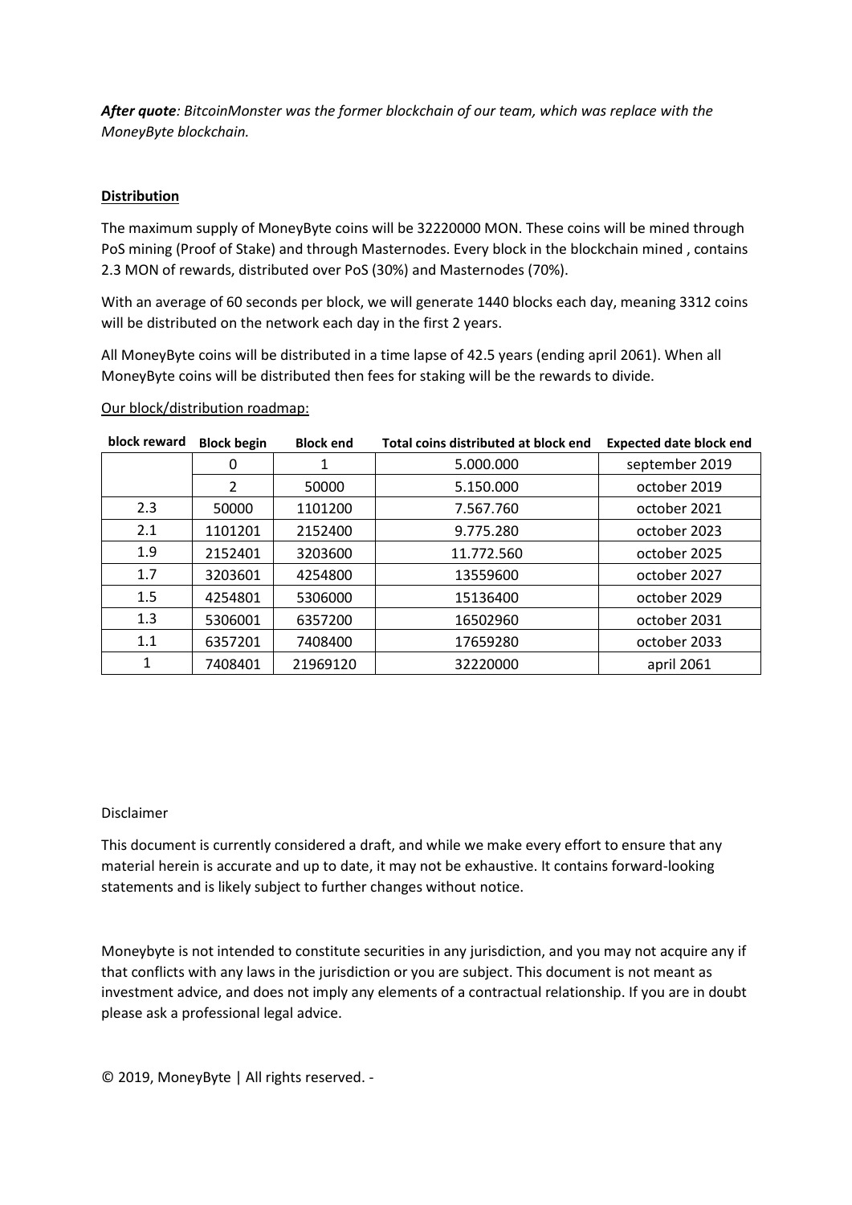***After quote**: BitcoinMonster was the former blockchain of our team, which was replace with the MoneyByte blockchain.*

## Distribution

The maximum supply of MoneyByte coins will be 32220000 MON. These coins will be mined through PoS mining (Proof of Stake) and through Masternodes. Every block in the blockchain mined , contains 2.3 MON of rewards, distributed over PoS (30%) and Masternodes (70%).

With an average of 60 seconds per block, we will generate 1440 blocks each day, meaning 3312 coins will be distributed on the network each day in the first 2 years.

All MoneyByte coins will be distributed in a time lapse of 42.5 years (ending april 2061). When all MoneyByte coins will be distributed then fees for staking will be the rewards to divide.

Our block/distribution roadmap:

| block reward | Block begin | Block end | Total coins distributed at block end | Expected date block end |
|---|---|---|---|---|
| | 0 | 1 | 5.000.000 | september 2019 |
| | 2 | 50000 | 5.150.000 | october 2019 |
| 2.3 | 50000 | 1101200 | 7.567.760 | october 2021 |
| 2.1 | 1101201 | 2152400 | 9.775.280 | october 2023 |
| 1.9 | 2152401 | 3203600 | 11.772.560 | october 2025 |
| 1.7 | 3203601 | 4254800 | 13559600 | october 2027 |
| 1.5 | 4254801 | 5306000 | 15136400 | october 2029 |
| 1.3 | 5306001 | 6357200 | 16502960 | october 2031 |
| 1.1 | 6357201 | 7408400 | 17659280 | october 2033 |
| 1 | 7408401 | 21969120 | 32220000 | april 2061 |

Disclaimer

This document is currently considered a draft, and while we make every effort to ensure that any material herein is accurate and up to date, it may not be exhaustive. It contains forward-looking statements and is likely subject to further changes without notice.

Moneybyte is not intended to constitute securities in any jurisdiction, and you may not acquire any if that conflicts with any laws in the jurisdiction or you are subject. This document is not meant as investment advice, and does not imply any elements of a contractual relationship. If you are in doubt please ask a professional legal advice.

© 2019, MoneyByte | All rights reserved. -